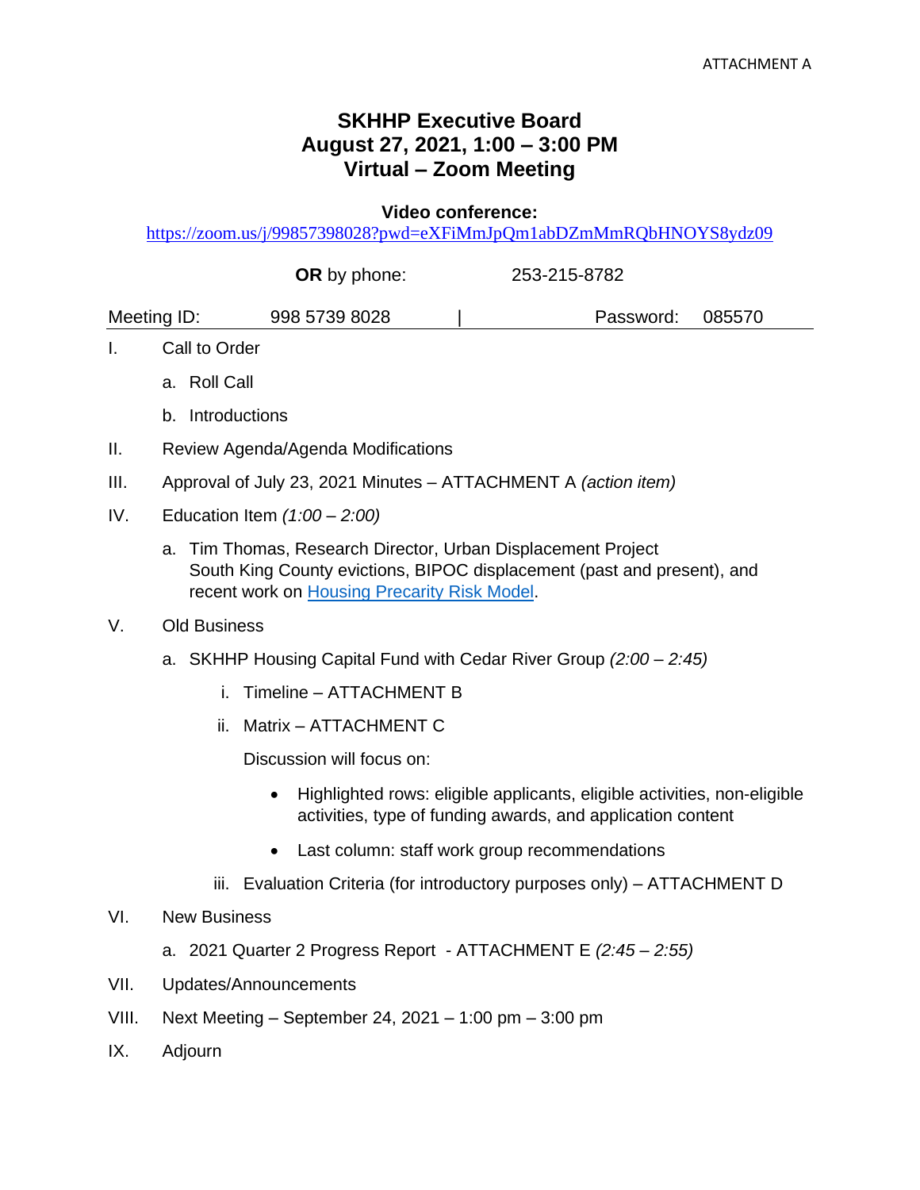ATTACHMENT A

# SKHHP Executive Board
## August 27, 2021, 1:00 – 3:00 PM
## Virtual – Zoom Meeting

**Video conference:**
https://zoom.us/j/99857398028?pwd=eXFiMmJpQm1abDZmMmRQbHNOYS8ydz09

**OR** by phone: 253-215-8782

Meeting ID: 998 5739 8028 | Password: 085570

I. Call to Order
   a. Roll Call
   b. Introductions

II. Review Agenda/Agenda Modifications

III. Approval of July 23, 2021 Minutes – ATTACHMENT A *(action item)*

IV. Education Item *(1:00 – 2:00)*
   a. Tim Thomas, Research Director, Urban Displacement Project
      South King County evictions, BIPOC displacement (past and present), and recent work on Housing Precarity Risk Model.

V. Old Business
   a. SKHHP Housing Capital Fund with Cedar River Group *(2:00 – 2:45)*
      i. Timeline – ATTACHMENT B
      ii. Matrix – ATTACHMENT C

      Discussion will focus on:

      - Highlighted rows: eligible applicants, eligible activities, non-eligible activities, type of funding awards, and application content
      - Last column: staff work group recommendations

      iii. Evaluation Criteria (for introductory purposes only) – ATTACHMENT D

VI. New Business
   a. 2021 Quarter 2 Progress Report - ATTACHMENT E *(2:45 – 2:55)*

VII. Updates/Announcements

VIII. Next Meeting – September 24, 2021 – 1:00 pm – 3:00 pm

IX. Adjourn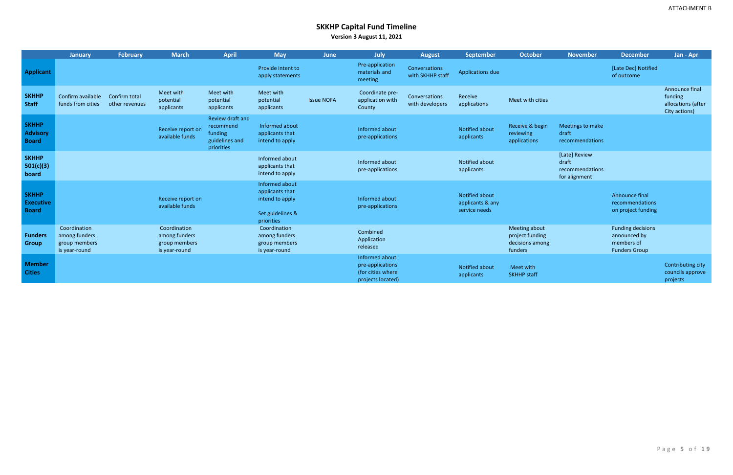ATTACHMENT B

# SKKHP Capital Fund Timeline

**Version 3 August 11, 2021**

| | January | February | March | April | May | June | July | August | September | October | November | December | Jan - Apr |
|---|---|---|---|---|---|---|---|---|---|---|---|---|---|
| **Applicant** | | | | | Provide intent to apply statements | | Pre-application materials and meeting | Conversations with SKHHP staff | Applications due | | | [Late Dec] Notified of outcome | |
| **SKHHP Staff** | Confirm available funds from cities | Confirm total other revenues | Meet with potential applicants | Meet with potential applicants | Meet with potential applicants | Issue NOFA | Coordinate pre-application with County | Conversations with developers | Receive applications | Meet with cities | | | Announce final funding allocations (after City actions) |
| **SKHHP Advisory Board** | | | Receive report on available funds | Review draft and recommend funding guidelines and priorities | Informed about applicants that intend to apply | | Informed about pre-applications | | Notified about applicants | Receive & begin reviewing applications | Meetings to make draft recommendations | | |
| **SKHHP 501(c)(3) board** | | | | | Informed about applicants that intend to apply | | Informed about pre-applications | | Notified about applicants | | [Late] Review draft recommendations for alignment | | |
| **SKHHP Executive Board** | | | Receive report on available funds | | Informed about applicants that intend to apply<br><br>Set guidelines & priorities | | Informed about pre-applications | | Notified about applicants & any service needs | | | Announce final recommendations on project funding | |
| **Funders Group** | Coordination among funders group members is year-round | | Coordination among funders group members is year-round | | Coordination among funders group members is year-round | | Combined Application released | | | Meeting about project funding decisions among funders | | Funding decisions announced by members of Funders Group | |
| **Member Cities** | | | | | | | Informed about pre-applications (for cities where projects located) | | Notified about applicants | Meet with SKHHP staff | | | Contributing city councils approve projects |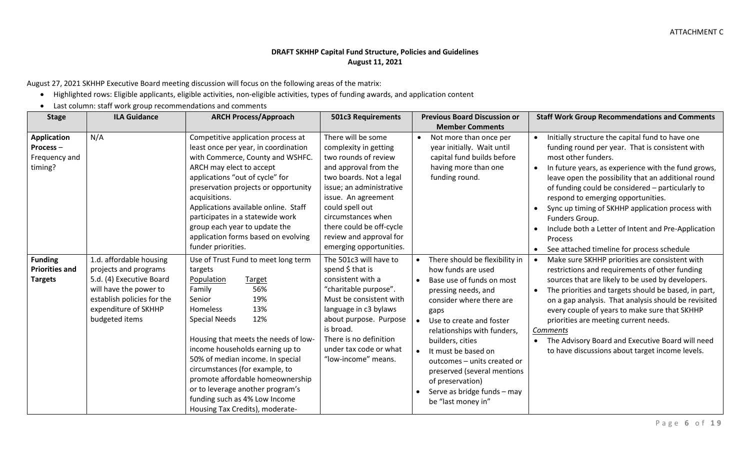ATTACHMENT C

**DRAFT SKHHP Capital Fund Structure, Policies and Guidelines**
**August 11, 2021**

August 27, 2021 SKHHP Executive Board meeting discussion will focus on the following areas of the matrix:

- Highlighted rows: Eligible applicants, eligible activities, non-eligible activities, types of funding awards, and application content
- Last column: staff work group recommendations and comments

| Stage | ILA Guidance | ARCH Process/Approach | 501c3 Requirements | Previous Board Discussion or Member Comments | Staff Work Group Recommendations and Comments |
|---|---|---|---|---|---|
| **Application Process – Frequency and timing?** | N/A | Competitive application process at least once per year, in coordination with Commerce, County and WSHFC. ARCH may elect to accept applications "out of cycle" for preservation projects or opportunity acquisitions.<br>Applications available online. Staff participates in a statewide work group each year to update the application forms based on evolving funder priorities. | There will be some complexity in getting two rounds of review and approval from the two boards. Not a legal issue; an administrative issue. An agreement could spell out circumstances when there could be off-cycle review and approval for emerging opportunities. | • Not more than once per year initially. Wait until capital fund builds before having more than one funding round. | • Initially structure the capital fund to have one funding round per year. That is consistent with most other funders.<br>• In future years, as experience with the fund grows, leave open the possibility that an additional round of funding could be considered – particularly to respond to emerging opportunities.<br>• Sync up timing of SKHHP application process with Funders Group.<br>• Include both a Letter of Intent and Pre-Application Process<br>• See attached timeline for process schedule |
| **Funding Priorities and Targets** | 1.d. affordable housing projects and programs<br>5.d. (4) Executive Board will have the power to establish policies for the expenditure of SKHHP budgeted items | Use of Trust Fund to meet long term targets<br>Population / Target<br>Family 56%<br>Senior 19%<br>Homeless 13%<br>Special Needs 12%<br><br>Housing that meets the needs of low-income households earning up to 50% of median income. In special circumstances (for example, to promote affordable homeownership or to leverage another program's funding such as 4% Low Income Housing Tax Credits), moderate- | The 501c3 will have to spend $ that is consistent with a "charitable purpose". Must be consistent with language in c3 bylaws about purpose. Purpose is broad.<br>There is no definition under tax code or what "low-income" means. | • There should be flexibility in how funds are used<br>• Base use of funds on most pressing needs, and consider where there are gaps<br>• Use to create and foster relationships with funders, builders, cities<br>• It must be based on outcomes – units created or preserved (several mentions of preservation)<br>• Serve as bridge funds – may be "last money in" | • Make sure SKHHP priorities are consistent with restrictions and requirements of other funding sources that are likely to be used by developers.<br>• The priorities and targets should be based, in part, on a gap analysis. That analysis should be revisited every couple of years to make sure that SKHHP priorities are meeting current needs.<br>*Comments*<br>• The Advisory Board and Executive Board will need to have discussions about target income levels. |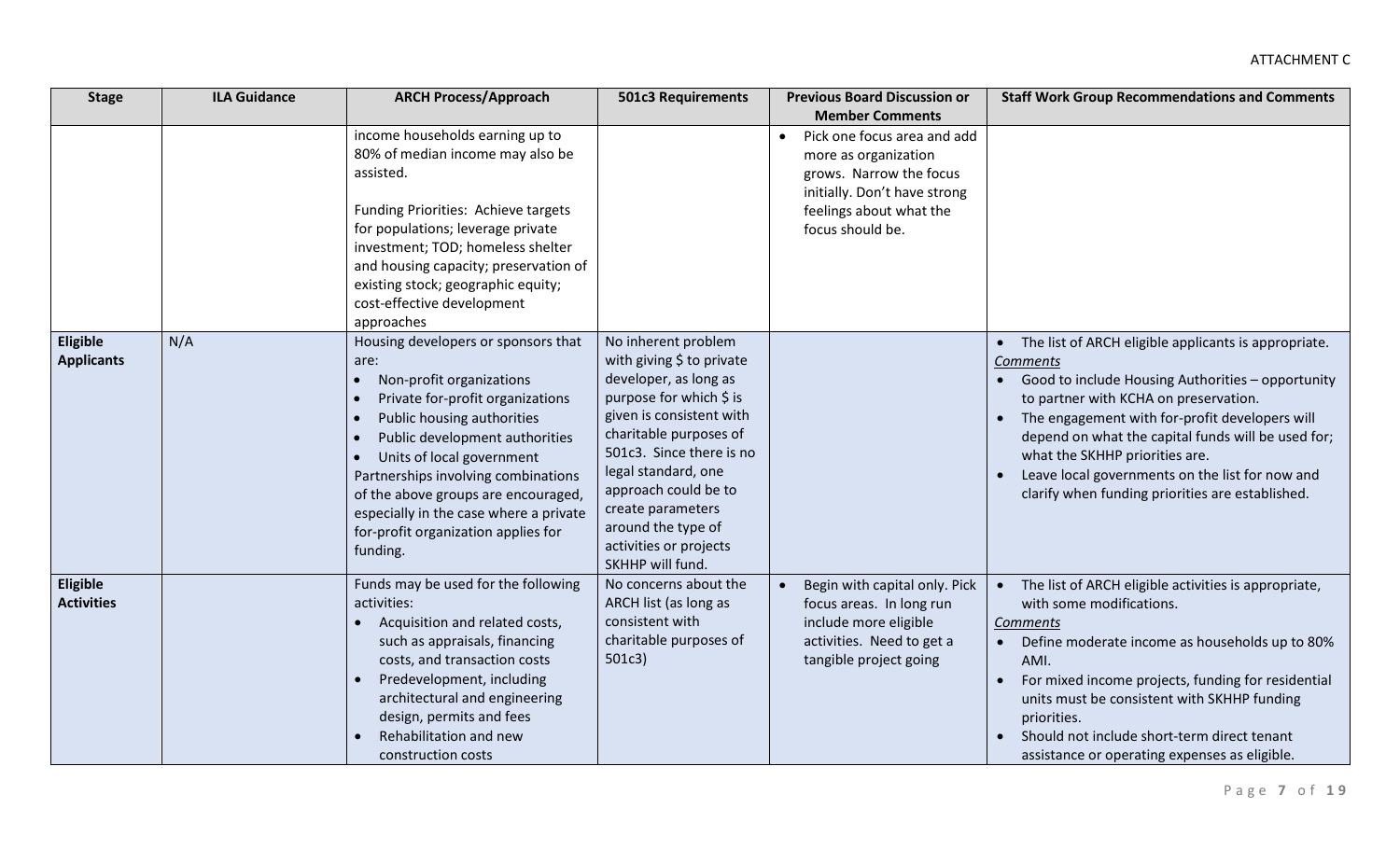ATTACHMENT C

| Stage | ILA Guidance | ARCH Process/Approach | 501c3 Requirements | Previous Board Discussion or Member Comments | Staff Work Group Recommendations and Comments |
|---|---|---|---|---|---|
| | | income households earning up to 80% of median income may also be assisted.<br><br>Funding Priorities: Achieve targets for populations; leverage private investment; TOD; homeless shelter and housing capacity; preservation of existing stock; geographic equity; cost-effective development approaches | | • Pick one focus area and add more as organization grows. Narrow the focus initially. Don't have strong feelings about what the focus should be. | |
| **Eligible Applicants** | N/A | Housing developers or sponsors that are:<br>• Non-profit organizations<br>• Private for-profit organizations<br>• Public housing authorities<br>• Public development authorities<br>• Units of local government<br>Partnerships involving combinations of the above groups are encouraged, especially in the case where a private for-profit organization applies for funding. | No inherent problem with giving $ to private developer, as long as purpose for which $ is given is consistent with charitable purposes of 501c3. Since there is no legal standard, one approach could be to create parameters around the type of activities or projects SKHHP will fund. | | • The list of ARCH eligible applicants is appropriate.<br>*Comments*<br>• Good to include Housing Authorities – opportunity to partner with KCHA on preservation.<br>• The engagement with for-profit developers will depend on what the capital funds will be used for; what the SKHHP priorities are.<br>• Leave local governments on the list for now and clarify when funding priorities are established. |
| **Eligible Activities** | | Funds may be used for the following activities:<br>• Acquisition and related costs, such as appraisals, financing costs, and transaction costs<br>• Predevelopment, including architectural and engineering design, permits and fees<br>• Rehabilitation and new construction costs | No concerns about the ARCH list (as long as consistent with charitable purposes of 501c3) | • Begin with capital only. Pick focus areas. In long run include more eligible activities. Need to get a tangible project going | • The list of ARCH eligible activities is appropriate, with some modifications.<br>*Comments*<br>• Define moderate income as households up to 80% AMI.<br>• For mixed income projects, funding for residential units must be consistent with SKHHP funding priorities.<br>• Should not include short-term direct tenant assistance or operating expenses as eligible. |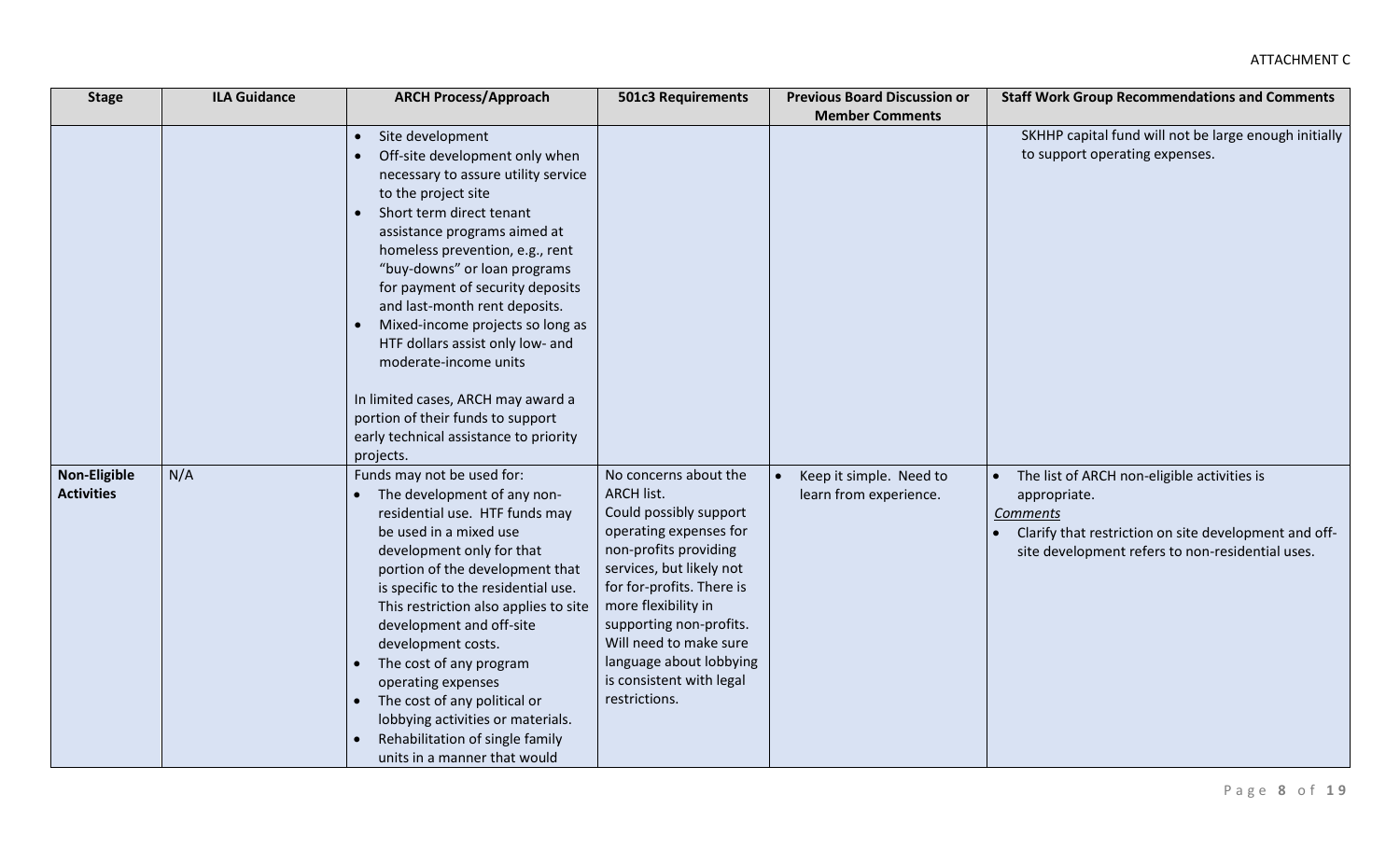| Stage | ILA Guidance | ARCH Process/Approach | 501c3 Requirements | Previous Board Discussion or Member Comments | Staff Work Group Recommendations and Comments |
|---|---|---|---|---|---|
| | | • Site development<br>• Off-site development only when necessary to assure utility service to the project site<br>• Short term direct tenant assistance programs aimed at homeless prevention, e.g., rent "buy-downs" or loan programs for payment of security deposits and last-month rent deposits.<br>• Mixed-income projects so long as HTF dollars assist only low- and moderate-income units<br><br>In limited cases, ARCH may award a portion of their funds to support early technical assistance to priority projects. | | | SKHHP capital fund will not be large enough initially to support operating expenses. |
| **Non-Eligible Activities** | N/A | Funds may not be used for:<br>• The development of any non-residential use. HTF funds may be used in a mixed use development only for that portion of the development that is specific to the residential use. This restriction also applies to site development and off-site development costs.<br>• The cost of any program operating expenses<br>• The cost of any political or lobbying activities or materials.<br>• Rehabilitation of single family units in a manner that would | No concerns about the ARCH list.<br>Could possibly support operating expenses for non-profits providing services, but likely not for for-profits. There is more flexibility in supporting non-profits.<br>Will need to make sure language about lobbying is consistent with legal restrictions. | • Keep it simple. Need to learn from experience. | • The list of ARCH non-eligible activities is appropriate.<br>_Comments_<br>• Clarify that restriction on site development and off-site development refers to non-residential uses. |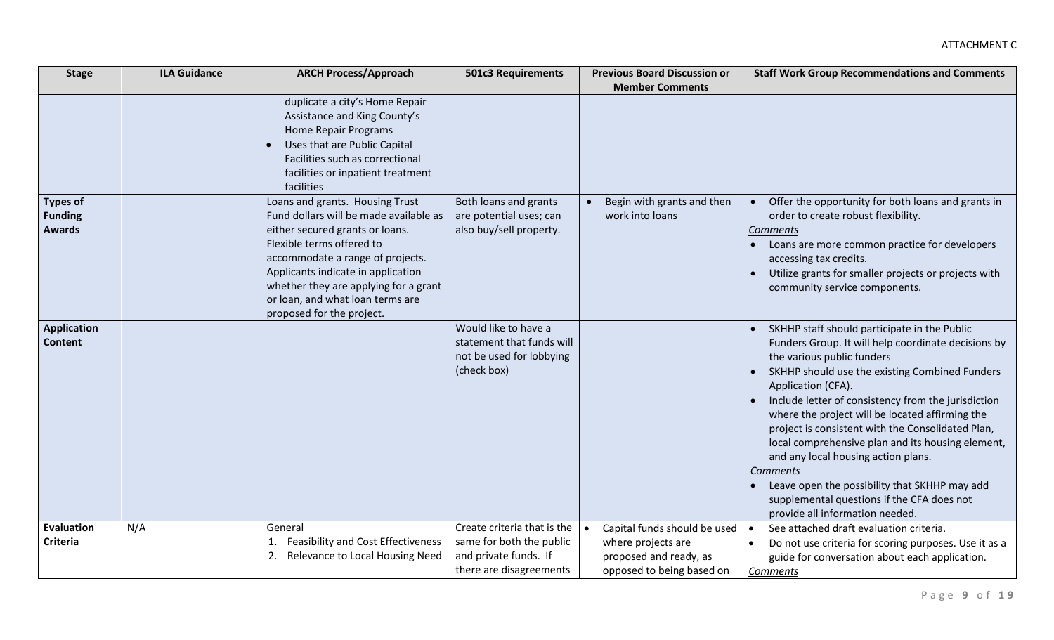ATTACHMENT C

| Stage | ILA Guidance | ARCH Process/Approach | 501c3 Requirements | Previous Board Discussion or Member Comments | Staff Work Group Recommendations and Comments |
|---|---|---|---|---|---|
| | | duplicate a city's Home Repair Assistance and King County's Home Repair Programs<br>• Uses that are Public Capital Facilities such as correctional facilities or inpatient treatment facilities | | | |
| **Types of Funding Awards** | | Loans and grants. Housing Trust Fund dollars will be made available as either secured grants or loans. Flexible terms offered to accommodate a range of projects. Applicants indicate in application whether they are applying for a grant or loan, and what loan terms are proposed for the project. | Both loans and grants are potential uses; can also buy/sell property. | • Begin with grants and then work into loans | • Offer the opportunity for both loans and grants in order to create robust flexibility.<br>*Comments*<br>• Loans are more common practice for developers accessing tax credits.<br>• Utilize grants for smaller projects or projects with community service components. |
| **Application Content** | | | Would like to have a statement that funds will not be used for lobbying (check box) | | • SKHHP staff should participate in the Public Funders Group. It will help coordinate decisions by the various public funders<br>• SKHHP should use the existing Combined Funders Application (CFA).<br>• Include letter of consistency from the jurisdiction where the project will be located affirming the project is consistent with the Consolidated Plan, local comprehensive plan and its housing element, and any local housing action plans.<br>*Comments*<br>• Leave open the possibility that SKHHP may add supplemental questions if the CFA does not provide all information needed. |
| **Evaluation Criteria** | N/A | General<br>1. Feasibility and Cost Effectiveness<br>2. Relevance to Local Housing Need | Create criteria that is the same for both the public and private funds. If there are disagreements | • Capital funds should be used where projects are proposed and ready, as opposed to being based on | • See attached draft evaluation criteria.<br>• Do not use criteria for scoring purposes. Use it as a guide for conversation about each application.<br>*Comments* |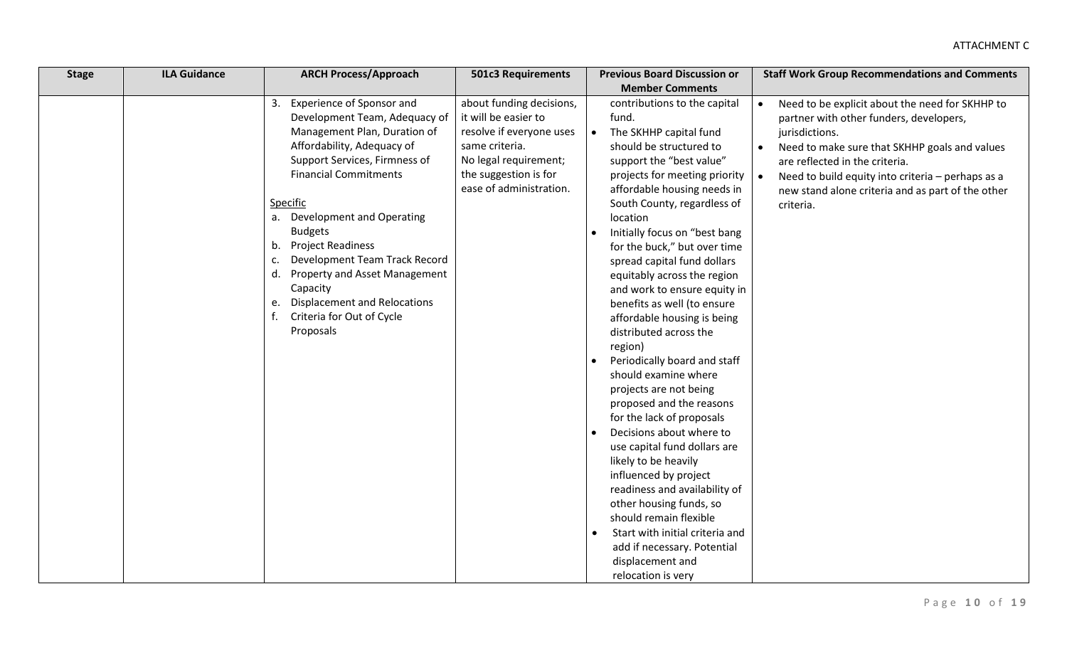| Stage | ILA Guidance | ARCH Process/Approach | 501c3 Requirements | Previous Board Discussion or Member Comments | Staff Work Group Recommendations and Comments |
|---|---|---|---|---|---|
| | | 3. Experience of Sponsor and Development Team, Adequacy of Management Plan, Duration of Affordability, Adequacy of Support Services, Firmness of Financial Commitments<br><br>Specific<br>a. Development and Operating Budgets<br>b. Project Readiness<br>c. Development Team Track Record<br>d. Property and Asset Management Capacity<br>e. Displacement and Relocations<br>f. Criteria for Out of Cycle Proposals | about funding decisions, it will be easier to resolve if everyone uses same criteria. No legal requirement; the suggestion is for ease of administration. | contributions to the capital fund.<br>• The SKHHP capital fund should be structured to support the "best value" projects for meeting priority affordable housing needs in South County, regardless of location<br>• Initially focus on "best bang for the buck," but over time spread capital fund dollars equitably across the region and work to ensure equity in benefits as well (to ensure affordable housing is being distributed across the region)<br>• Periodically board and staff should examine where projects are not being proposed and the reasons for the lack of proposals<br>• Decisions about where to use capital fund dollars are likely to be heavily influenced by project readiness and availability of other housing funds, so should remain flexible<br>• Start with initial criteria and add if necessary. Potential displacement and relocation is very | • Need to be explicit about the need for SKHHP to partner with other funders, developers, jurisdictions.<br>• Need to make sure that SKHHP goals and values are reflected in the criteria.<br>• Need to build equity into criteria – perhaps as a new stand alone criteria and as part of the other criteria. |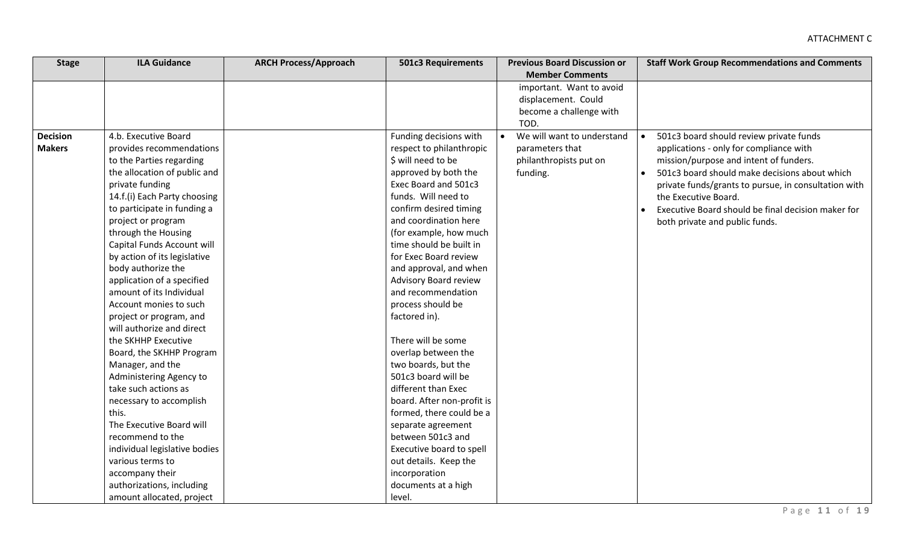ATTACHMENT C

| Stage | ILA Guidance | ARCH Process/Approach | 501c3 Requirements | Previous Board Discussion or Member Comments | Staff Work Group Recommendations and Comments |
|---|---|---|---|---|---|
| | | | | important. Want to avoid displacement. Could become a challenge with TOD. | |
| **Decision Makers** | 4.b. Executive Board provides recommendations to the Parties regarding the allocation of public and private funding<br>14.f.(i) Each Party choosing to participate in funding a project or program through the Housing Capital Funds Account will by action of its legislative body authorize the application of a specified amount of its Individual Account monies to such project or program, and will authorize and direct the SKHHP Executive Board, the SKHHP Program Manager, and the Administering Agency to take such actions as necessary to accomplish this.<br>The Executive Board will recommend to the individual legislative bodies various terms to accompany their authorizations, including amount allocated, project | | Funding decisions with respect to philanthropic $ will need to be approved by both the Exec Board and 501c3 funds. Will need to confirm desired timing and coordination here (for example, how much time should be built in for Exec Board review and approval, and when Advisory Board review and recommendation process should be factored in).<br><br>There will be some overlap between the two boards, but the 501c3 board will be different than Exec board. After non-profit is formed, there could be a separate agreement between 501c3 and Executive board to spell out details. Keep the incorporation documents at a high level. | • We will want to understand parameters that philanthropists put on funding. | • 501c3 board should review private funds applications - only for compliance with mission/purpose and intent of funders.<br>• 501c3 board should make decisions about which private funds/grants to pursue, in consultation with the Executive Board.<br>• Executive Board should be final decision maker for both private and public funds. |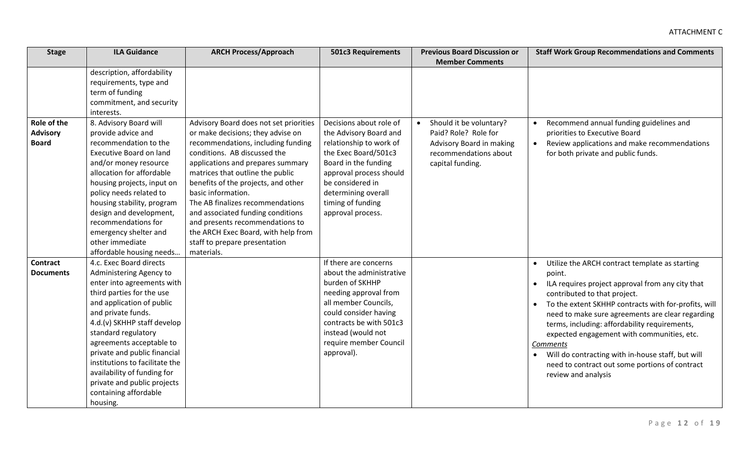ATTACHMENT C

| Stage | ILA Guidance | ARCH Process/Approach | 501c3 Requirements | Previous Board Discussion or Member Comments | Staff Work Group Recommendations and Comments |
|---|---|---|---|---|---|
| | description, affordability requirements, type and term of funding commitment, and security interests. | | | | |
| **Role of the Advisory Board** | 8. Advisory Board will provide advice and recommendation to the Executive Board on land and/or money resource allocation for affordable housing projects, input on policy needs related to housing stability, program design and development, recommendations for emergency shelter and other immediate affordable housing needs… | Advisory Board does not set priorities or make decisions; they advise on recommendations, including funding conditions. AB discussed the applications and prepares summary matrices that outline the public benefits of the projects, and other basic information.<br>The AB finalizes recommendations and associated funding conditions and presents recommendations to the ARCH Exec Board, with help from staff to prepare presentation materials. | Decisions about role of the Advisory Board and relationship to work of the Exec Board/501c3 Board in the funding approval process should be considered in determining overall timing of funding approval process. | • Should it be voluntary? Paid? Role? Role for Advisory Board in making recommendations about capital funding. | • Recommend annual funding guidelines and priorities to Executive Board<br>• Review applications and make recommendations for both private and public funds. |
| **Contract Documents** | 4.c. Exec Board directs Administering Agency to enter into agreements with third parties for the use and application of public and private funds.<br>4.d.(v) SKHHP staff develop standard regulatory agreements acceptable to private and public financial institutions to facilitate the availability of funding for private and public projects containing affordable housing. | | If there are concerns about the administrative burden of SKHHP needing approval from all member Councils, could consider having contracts be with 501c3 instead (would not require member Council approval). | | • Utilize the ARCH contract template as starting point.<br>• ILA requires project approval from any city that contributed to that project.<br>• To the extent SKHHP contracts with for-profits, will need to make sure agreements are clear regarding terms, including: affordability requirements, expected engagement with communities, etc.<br>*Comments*<br>• Will do contracting with in-house staff, but will need to contract out some portions of contract review and analysis |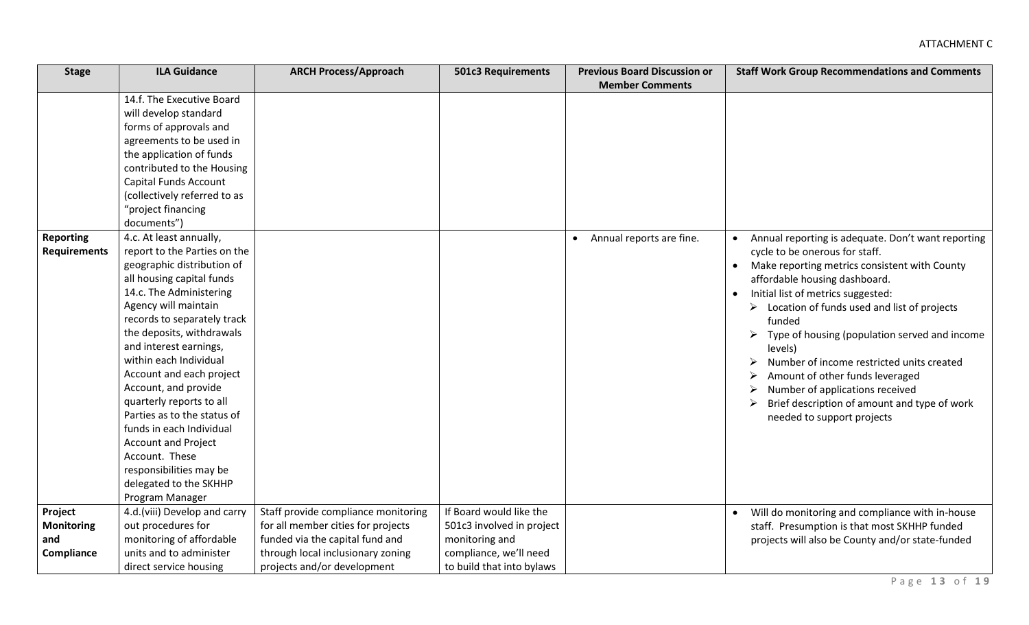ATTACHMENT C

| Stage | ILA Guidance | ARCH Process/Approach | 501c3 Requirements | Previous Board Discussion or Member Comments | Staff Work Group Recommendations and Comments |
|---|---|---|---|---|---|
| | 14.f. The Executive Board will develop standard forms of approvals and agreements to be used in the application of funds contributed to the Housing Capital Funds Account (collectively referred to as "project financing documents") | | | | |
| **Reporting Requirements** | 4.c. At least annually, report to the Parties on the geographic distribution of all housing capital funds<br>14.c. The Administering Agency will maintain records to separately track the deposits, withdrawals and interest earnings, within each Individual Account and each project Account, and provide quarterly reports to all Parties as to the status of funds in each Individual Account and Project Account. These responsibilities may be delegated to the SKHHP Program Manager | | | • Annual reports are fine. | • Annual reporting is adequate. Don't want reporting cycle to be onerous for staff.<br>• Make reporting metrics consistent with County affordable housing dashboard.<br>• Initial list of metrics suggested:<br>➢ Location of funds used and list of projects funded<br>➢ Type of housing (population served and income levels)<br>➢ Number of income restricted units created<br>➢ Amount of other funds leveraged<br>➢ Number of applications received<br>➢ Brief description of amount and type of work needed to support projects |
| **Project Monitoring and Compliance** | 4.d.(viii) Develop and carry out procedures for monitoring of affordable units and to administer direct service housing | Staff provide compliance monitoring for all member cities for projects funded via the capital fund and through local inclusionary zoning projects and/or development | If Board would like the 501c3 involved in project monitoring and compliance, we'll need to build that into bylaws | | • Will do monitoring and compliance with in-house staff. Presumption is that most SKHHP funded projects will also be County and/or state-funded |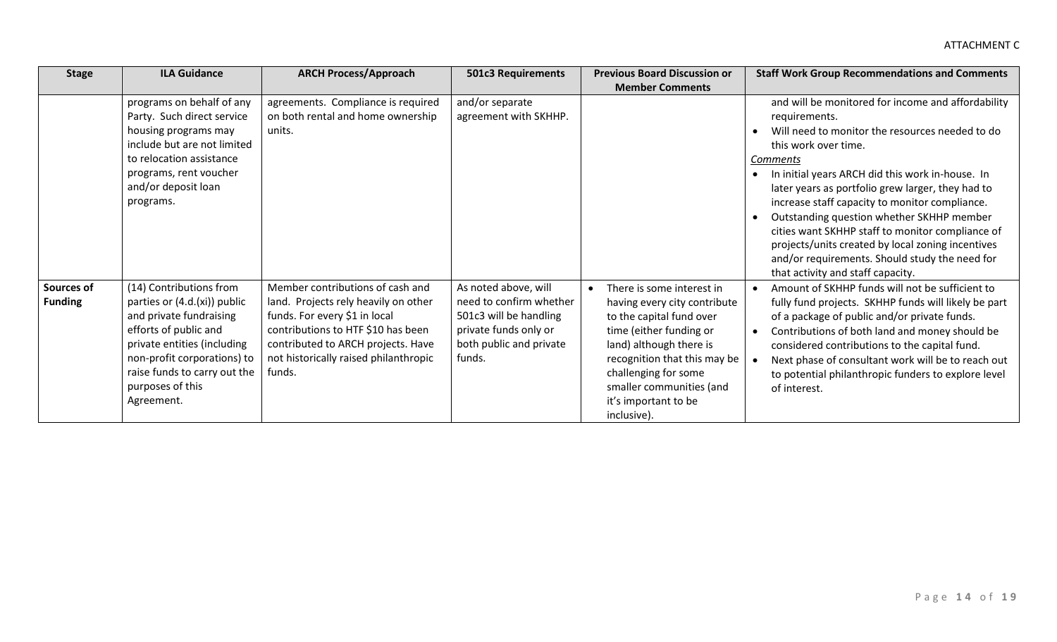ATTACHMENT C

| Stage | ILA Guidance | ARCH Process/Approach | 501c3 Requirements | Previous Board Discussion or Member Comments | Staff Work Group Recommendations and Comments |
|---|---|---|---|---|---|
| | programs on behalf of any Party. Such direct service housing programs may include but are not limited to relocation assistance programs, rent voucher and/or deposit loan programs. | agreements. Compliance is required on both rental and home ownership units. | and/or separate agreement with SKHHP. | | and will be monitored for income and affordability requirements.<br>• Will need to monitor the resources needed to do this work over time.<br>*Comments*<br>• In initial years ARCH did this work in-house. In later years as portfolio grew larger, they had to increase staff capacity to monitor compliance.<br>• Outstanding question whether SKHHP member cities want SKHHP staff to monitor compliance of projects/units created by local zoning incentives and/or requirements. Should study the need for that activity and staff capacity. |
| **Sources of Funding** | (14) Contributions from parties or (4.d.(xi)) public and private fundraising efforts of public and private entities (including non-profit corporations) to raise funds to carry out the purposes of this Agreement. | Member contributions of cash and land. Projects rely heavily on other funds. For every $1 in local contributions to HTF $10 has been contributed to ARCH projects. Have not historically raised philanthropic funds. | As noted above, will need to confirm whether 501c3 will be handling private funds only or both public and private funds. | • There is some interest in having every city contribute to the capital fund over time (either funding or land) although there is recognition that this may be challenging for some smaller communities (and it's important to be inclusive). | • Amount of SKHHP funds will not be sufficient to fully fund projects. SKHHP funds will likely be part of a package of public and/or private funds.<br>• Contributions of both land and money should be considered contributions to the capital fund.<br>• Next phase of consultant work will be to reach out to potential philanthropic funders to explore level of interest. |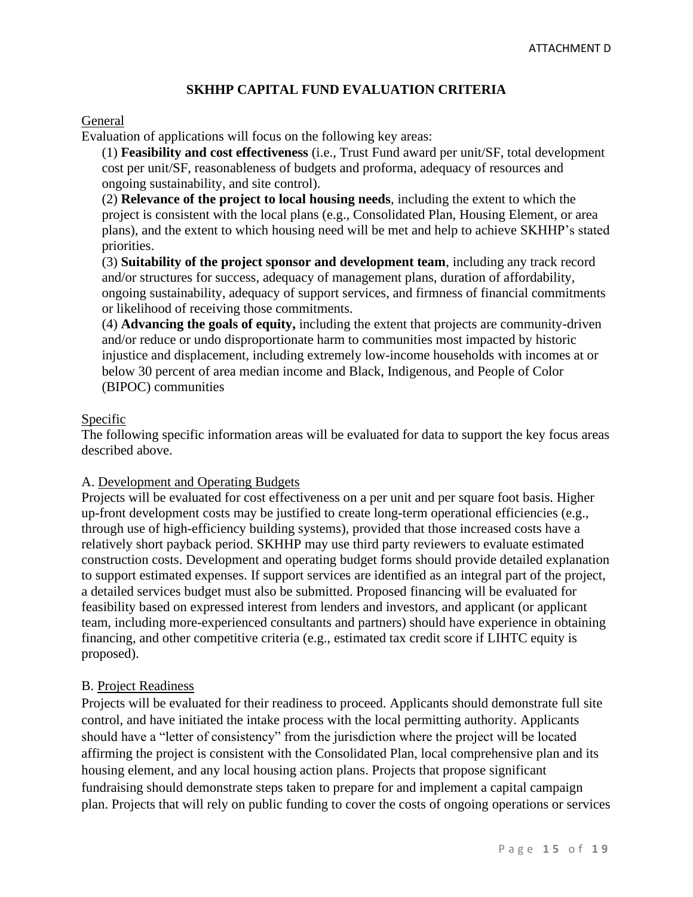ATTACHMENT D

# SKHHP CAPITAL FUND EVALUATION CRITERIA

General

Evaluation of applications will focus on the following key areas:

(1) **Feasibility and cost effectiveness** (i.e., Trust Fund award per unit/SF, total development cost per unit/SF, reasonableness of budgets and proforma, adequacy of resources and ongoing sustainability, and site control).

(2) **Relevance of the project to local housing needs**, including the extent to which the project is consistent with the local plans (e.g., Consolidated Plan, Housing Element, or area plans), and the extent to which housing need will be met and help to achieve SKHHP's stated priorities.

(3) **Suitability of the project sponsor and development team**, including any track record and/or structures for success, adequacy of management plans, duration of affordability, ongoing sustainability, adequacy of support services, and firmness of financial commitments or likelihood of receiving those commitments.

(4) **Advancing the goals of equity,** including the extent that projects are community-driven and/or reduce or undo disproportionate harm to communities most impacted by historic injustice and displacement, including extremely low-income households with incomes at or below 30 percent of area median income and Black, Indigenous, and People of Color (BIPOC) communities

Specific

The following specific information areas will be evaluated for data to support the key focus areas described above.

A. Development and Operating Budgets

Projects will be evaluated for cost effectiveness on a per unit and per square foot basis. Higher up-front development costs may be justified to create long-term operational efficiencies (e.g., through use of high-efficiency building systems), provided that those increased costs have a relatively short payback period. SKHHP may use third party reviewers to evaluate estimated construction costs. Development and operating budget forms should provide detailed explanation to support estimated expenses. If support services are identified as an integral part of the project, a detailed services budget must also be submitted. Proposed financing will be evaluated for feasibility based on expressed interest from lenders and investors, and applicant (or applicant team, including more-experienced consultants and partners) should have experience in obtaining financing, and other competitive criteria (e.g., estimated tax credit score if LIHTC equity is proposed).

B. Project Readiness

Projects will be evaluated for their readiness to proceed. Applicants should demonstrate full site control, and have initiated the intake process with the local permitting authority. Applicants should have a "letter of consistency" from the jurisdiction where the project will be located affirming the project is consistent with the Consolidated Plan, local comprehensive plan and its housing element, and any local housing action plans. Projects that propose significant fundraising should demonstrate steps taken to prepare for and implement a capital campaign plan. Projects that will rely on public funding to cover the costs of ongoing operations or services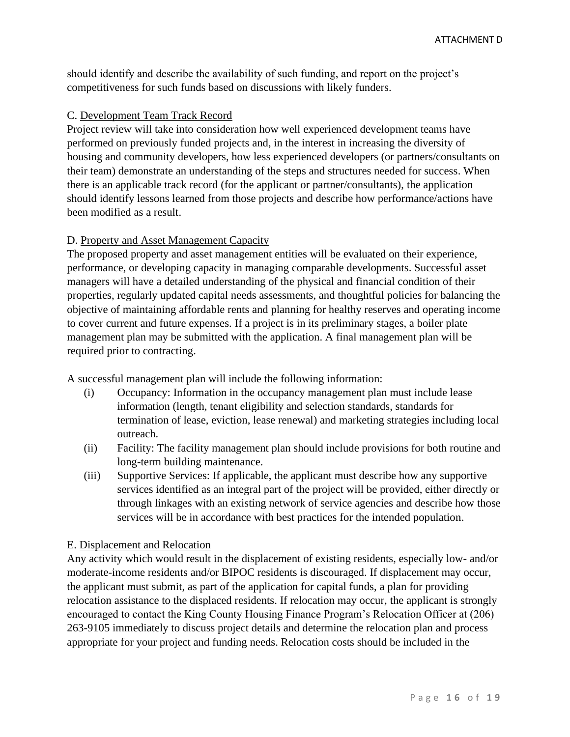should identify and describe the availability of such funding, and report on the project's competitiveness for such funds based on discussions with likely funders.

C. Development Team Track Record

Project review will take into consideration how well experienced development teams have performed on previously funded projects and, in the interest in increasing the diversity of housing and community developers, how less experienced developers (or partners/consultants on their team) demonstrate an understanding of the steps and structures needed for success. When there is an applicable track record (for the applicant or partner/consultants), the application should identify lessons learned from those projects and describe how performance/actions have been modified as a result.

D. Property and Asset Management Capacity

The proposed property and asset management entities will be evaluated on their experience, performance, or developing capacity in managing comparable developments. Successful asset managers will have a detailed understanding of the physical and financial condition of their properties, regularly updated capital needs assessments, and thoughtful policies for balancing the objective of maintaining affordable rents and planning for healthy reserves and operating income to cover current and future expenses. If a project is in its preliminary stages, a boiler plate management plan may be submitted with the application. A final management plan will be required prior to contracting.

A successful management plan will include the following information:

(i) Occupancy: Information in the occupancy management plan must include lease information (length, tenant eligibility and selection standards, standards for termination of lease, eviction, lease renewal) and marketing strategies including local outreach.

(ii) Facility: The facility management plan should include provisions for both routine and long-term building maintenance.

(iii) Supportive Services: If applicable, the applicant must describe how any supportive services identified as an integral part of the project will be provided, either directly or through linkages with an existing network of service agencies and describe how those services will be in accordance with best practices for the intended population.

E. Displacement and Relocation

Any activity which would result in the displacement of existing residents, especially low- and/or moderate-income residents and/or BIPOC residents is discouraged. If displacement may occur, the applicant must submit, as part of the application for capital funds, a plan for providing relocation assistance to the displaced residents. If relocation may occur, the applicant is strongly encouraged to contact the King County Housing Finance Program's Relocation Officer at (206) 263-9105 immediately to discuss project details and determine the relocation plan and process appropriate for your project and funding needs. Relocation costs should be included in the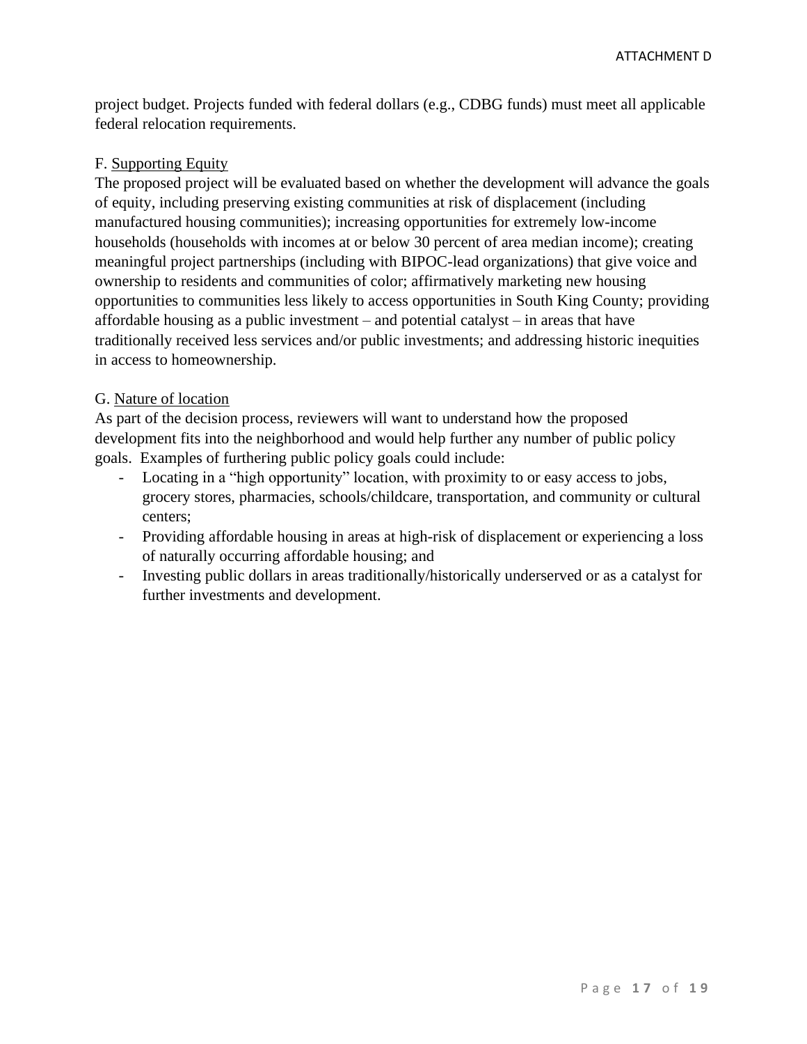project budget. Projects funded with federal dollars (e.g., CDBG funds) must meet all applicable federal relocation requirements.

F. Supporting Equity

The proposed project will be evaluated based on whether the development will advance the goals of equity, including preserving existing communities at risk of displacement (including manufactured housing communities); increasing opportunities for extremely low-income households (households with incomes at or below 30 percent of area median income); creating meaningful project partnerships (including with BIPOC-lead organizations) that give voice and ownership to residents and communities of color; affirmatively marketing new housing opportunities to communities less likely to access opportunities in South King County; providing affordable housing as a public investment – and potential catalyst – in areas that have traditionally received less services and/or public investments; and addressing historic inequities in access to homeownership.

G. Nature of location

As part of the decision process, reviewers will want to understand how the proposed development fits into the neighborhood and would help further any number of public policy goals. Examples of furthering public policy goals could include:

- Locating in a "high opportunity" location, with proximity to or easy access to jobs, grocery stores, pharmacies, schools/childcare, transportation, and community or cultural centers;
- Providing affordable housing in areas at high-risk of displacement or experiencing a loss of naturally occurring affordable housing; and
- Investing public dollars in areas traditionally/historically underserved or as a catalyst for further investments and development.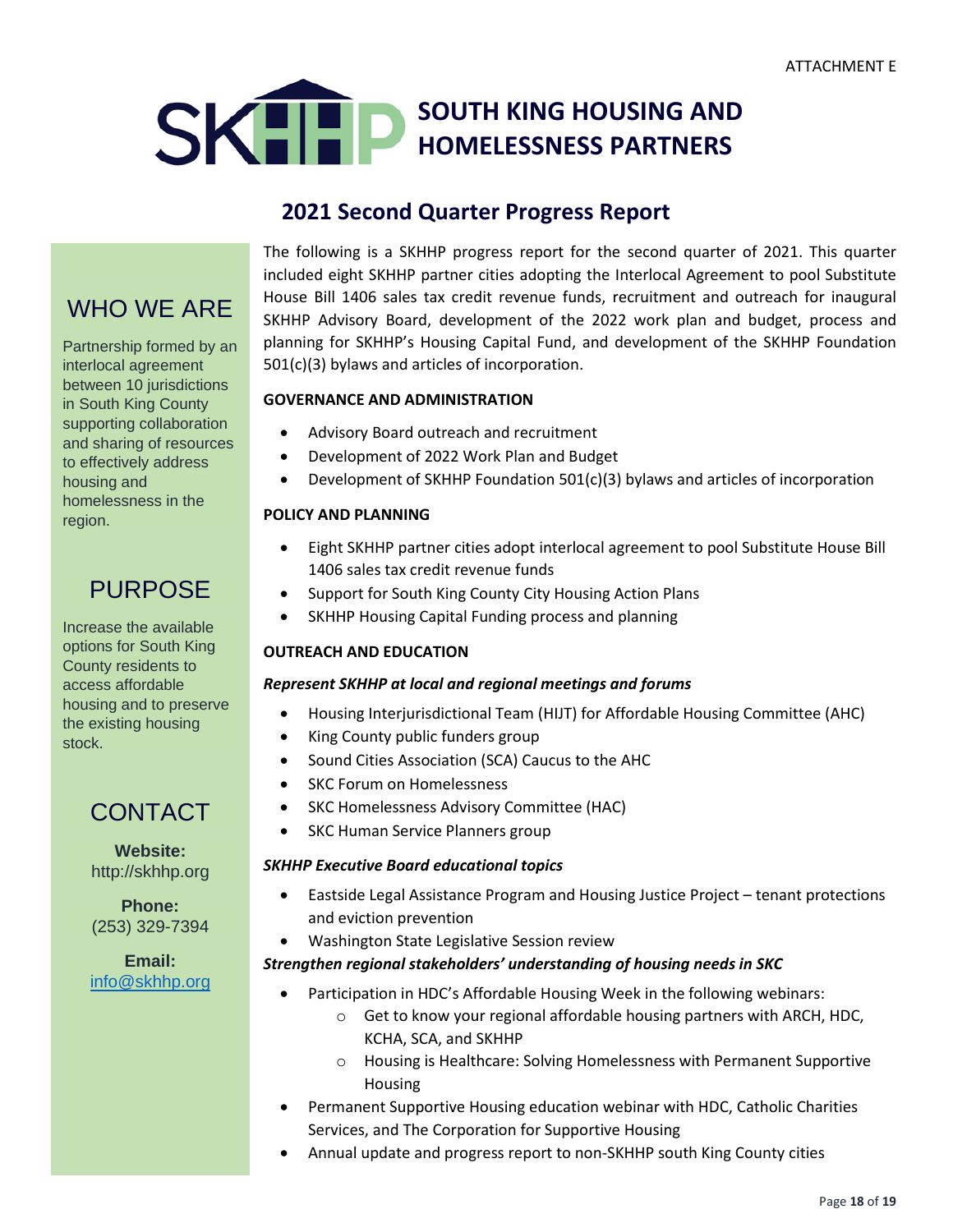ATTACHMENT E

# SOUTH KING HOUSING AND HOMELESSNESS PARTNERS

## 2021 Second Quarter Progress Report

The following is a SKHHP progress report for the second quarter of 2021. This quarter included eight SKHHP partner cities adopting the Interlocal Agreement to pool Substitute House Bill 1406 sales tax credit revenue funds, recruitment and outreach for inaugural SKHHP Advisory Board, development of the 2022 work plan and budget, process and planning for SKHHP's Housing Capital Fund, and development of the SKHHP Foundation 501(c)(3) bylaws and articles of incorporation.

### GOVERNANCE AND ADMINISTRATION

- Advisory Board outreach and recruitment
- Development of 2022 Work Plan and Budget
- Development of SKHHP Foundation 501(c)(3) bylaws and articles of incorporation

### POLICY AND PLANNING

- Eight SKHHP partner cities adopt interlocal agreement to pool Substitute House Bill 1406 sales tax credit revenue funds
- Support for South King County City Housing Action Plans
- SKHHP Housing Capital Funding process and planning

### OUTREACH AND EDUCATION

***Represent SKHHP at local and regional meetings and forums***

- Housing Interjurisdictional Team (HIJT) for Affordable Housing Committee (AHC)
- King County public funders group
- Sound Cities Association (SCA) Caucus to the AHC
- SKC Forum on Homelessness
- SKC Homelessness Advisory Committee (HAC)
- SKC Human Service Planners group

***SKHHP Executive Board educational topics***

- Eastside Legal Assistance Program and Housing Justice Project – tenant protections and eviction prevention
- Washington State Legislative Session review

***Strengthen regional stakeholders' understanding of housing needs in SKC***

- Participation in HDC's Affordable Housing Week in the following webinars:
  - Get to know your regional affordable housing partners with ARCH, HDC, KCHA, SCA, and SKHHP
  - Housing is Healthcare: Solving Homelessness with Permanent Supportive Housing
- Permanent Supportive Housing education webinar with HDC, Catholic Charities Services, and The Corporation for Supportive Housing
- Annual update and progress report to non-SKHHP south King County cities

## WHO WE ARE

Partnership formed by an interlocal agreement between 10 jurisdictions in South King County supporting collaboration and sharing of resources to effectively address housing and homelessness in the region.

## PURPOSE

Increase the available options for South King County residents to access affordable housing and to preserve the existing housing stock.

## CONTACT

**Website:**
http://skhhp.org

**Phone:**
(253) 329-7394

**Email:**
info@skhhp.org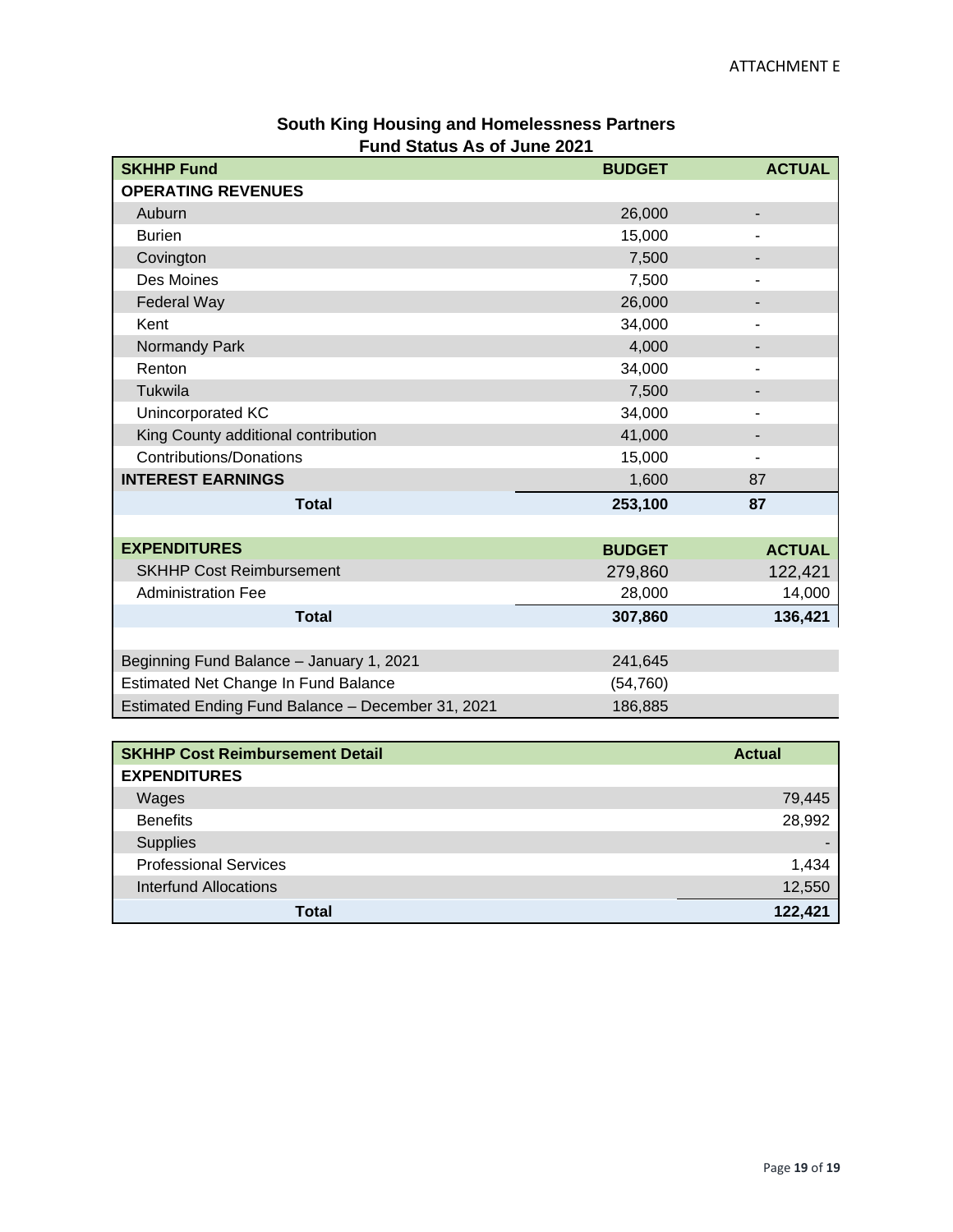ATTACHMENT E

**South King Housing and Homelessness Partners**
**Fund Status As of June 2021**

| SKHHP Fund | BUDGET | ACTUAL |
|---|---|---|
| **OPERATING REVENUES** | | |
| Auburn | 26,000 | - |
| Burien | 15,000 | - |
| Covington | 7,500 | - |
| Des Moines | 7,500 | - |
| Federal Way | 26,000 | - |
| Kent | 34,000 | - |
| Normandy Park | 4,000 | - |
| Renton | 34,000 | - |
| Tukwila | 7,500 | - |
| Unincorporated KC | 34,000 | - |
| King County additional contribution | 41,000 | - |
| Contributions/Donations | 15,000 | - |
| **INTEREST EARNINGS** | 1,600 | 87 |
| **Total** | **253,100** | **87** |
| | | |
| **EXPENDITURES** | **BUDGET** | **ACTUAL** |
| SKHHP Cost Reimbursement | 279,860 | 122,421 |
| Administration Fee | 28,000 | 14,000 |
| **Total** | **307,860** | **136,421** |
| | | |
| Beginning Fund Balance – January 1, 2021 | 241,645 | |
| Estimated Net Change In Fund Balance | (54,760) | |
| Estimated Ending Fund Balance – December 31, 2021 | 186,885 | |

| SKHHP Cost Reimbursement Detail | Actual |
|---|---|
| **EXPENDITURES** | |
| Wages | 79,445 |
| Benefits | 28,992 |
| Supplies | - |
| Professional Services | 1,434 |
| Interfund Allocations | 12,550 |
| **Total** | **122,421** |